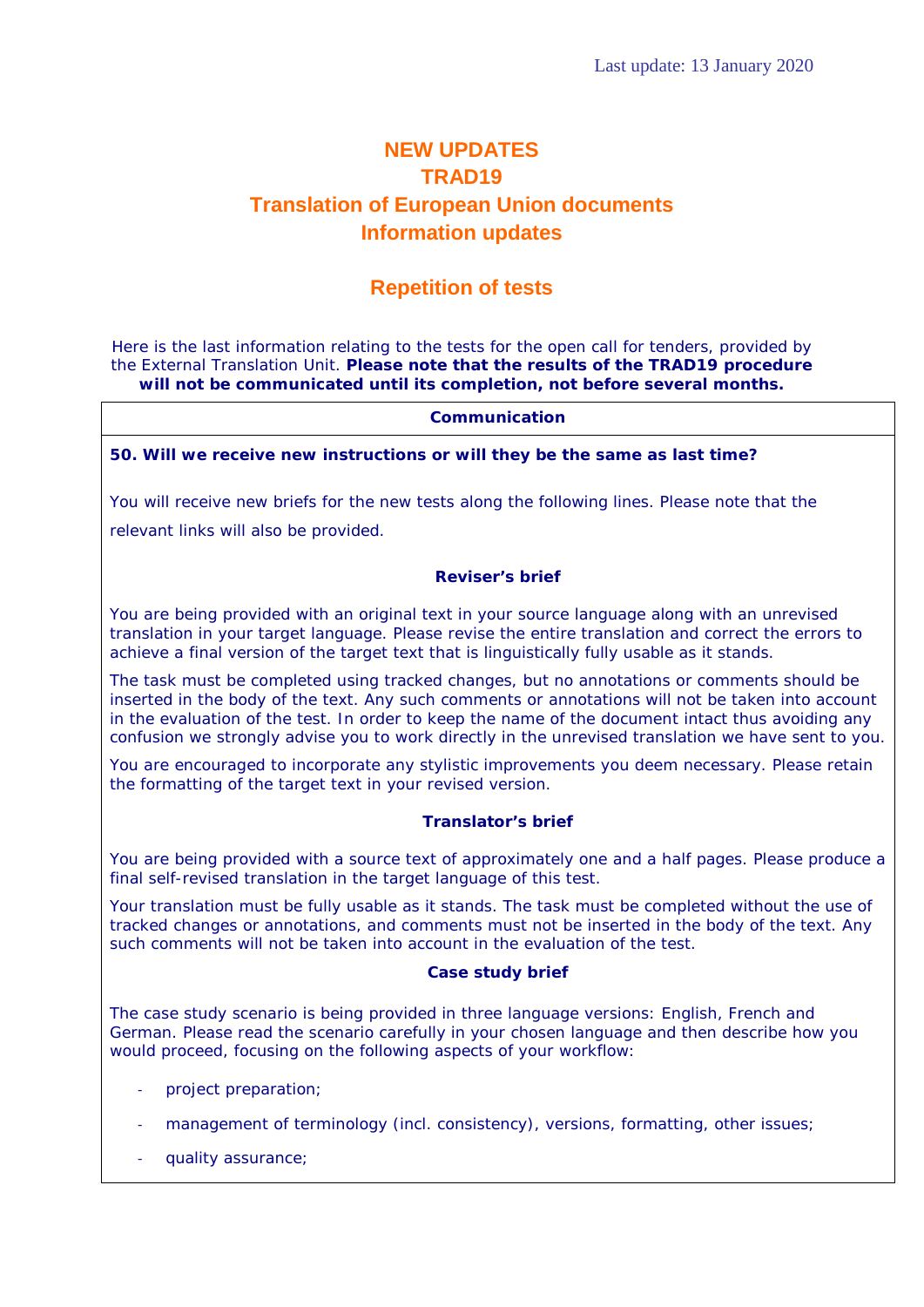Last update: 13 January 2020

# NEW UPDATES
# TRAD19
# Translation of European Union documents
# Information updates

## Repetition of tests

Here is the last information relating to the tests for the open call for tenders, provided by the External Translation Unit. **Please note that the results of the TRAD19 procedure will not be communicated until its completion, not before several months.**

### Communication

**50. Will we receive new instructions or will they be the same as last time?**

You will receive new briefs for the new tests along the following lines. Please note that the relevant links will also be provided.

**Reviser's brief**

You are being provided with an original text in your source language along with an unrevised translation in your target language. Please revise the entire translation and correct the errors to achieve a final version of the target text that is linguistically fully usable as it stands.

The task must be completed using tracked changes, but no annotations or comments should be inserted in the body of the text. Any such comments or annotations will not be taken into account in the evaluation of the test. In order to keep the name of the document intact thus avoiding any confusion we strongly advise you to work directly in the unrevised translation we have sent to you.

You are encouraged to incorporate any stylistic improvements you deem necessary. Please retain the formatting of the target text in your revised version.

**Translator's brief**

You are being provided with a source text of approximately one and a half pages. Please produce a final self-revised translation in the target language of this test.

Your translation must be fully usable as it stands. The task must be completed without the use of tracked changes or annotations, and comments must not be inserted in the body of the text. Any such comments will not be taken into account in the evaluation of the test.

**Case study brief**

The case study scenario is being provided in three language versions: English, French and German. Please read the scenario carefully in your chosen language and then describe how you would proceed, focusing on the following aspects of your workflow:

- project preparation;
- management of terminology (incl. consistency), versions, formatting, other issues;
- quality assurance;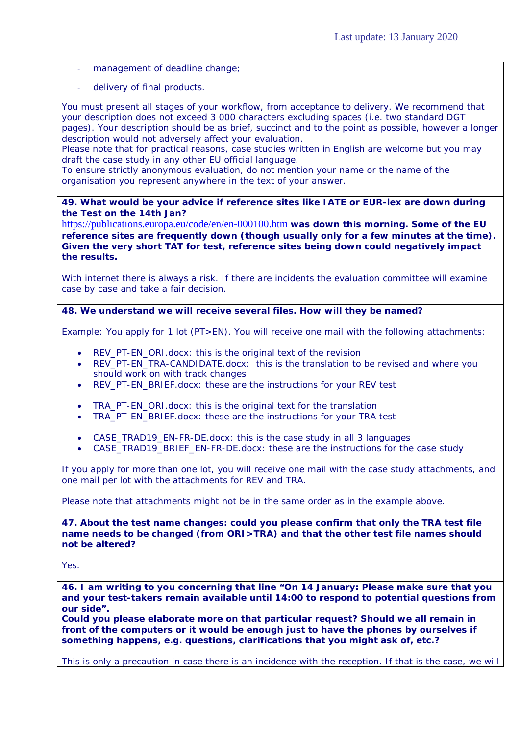- management of deadline change;
- delivery of final products.

You must present all stages of your workflow, from acceptance to delivery. We recommend that your description does not exceed 3 000 characters excluding spaces (i.e. two standard DGT pages). Your description should be as brief, succinct and to the point as possible, however a longer description would not adversely affect your evaluation.
Please note that for practical reasons, case studies written in English are welcome but you may draft the case study in any other EU official language.
To ensure strictly anonymous evaluation, do not mention your name or the name of the organisation you represent anywhere in the text of your answer.

**49. What would be your advice if reference sites like IATE or EUR-lex are down during the Test on the 14th Jan?**
https://publications.europa.eu/code/en/en-000100.htm **was down this morning. Some of the EU reference sites are frequently down (though usually only for a few minutes at the time). Given the very short TAT for test, reference sites being down could negatively impact the results.**

With internet there is always a risk. If there are incidents the evaluation committee will examine case by case and take a fair decision.

**48. We understand we will receive several files. How will they be named?**

Example: You apply for 1 lot (PT>EN). You will receive one mail with the following attachments:

- REV_PT-EN_ORI.docx: this is the original text of the revision
- REV_PT-EN_TRA-CANDIDATE.docx: this is the translation to be revised and where you should work on with track changes
- REV_PT-EN_BRIEF.docx: these are the instructions for your REV test

- TRA_PT-EN_ORI.docx: this is the original text for the translation
- TRA_PT-EN_BRIEF.docx: these are the instructions for your TRA test

- CASE_TRAD19_EN-FR-DE.docx: this is the case study in all 3 languages
- CASE_TRAD19_BRIEF_EN-FR-DE.docx: these are the instructions for the case study

If you apply for more than one lot, you will receive one mail with the case study attachments, and one mail per lot with the attachments for REV and TRA.

Please note that attachments might not be in the same order as in the example above.

**47. About the test name changes: could you please confirm that only the TRA test file name needs to be changed (from ORI>TRA) and that the other test file names should not be altered?**

Yes.

**46. I am writing to you concerning that line "On 14 January: Please make sure that you and your test-takers remain available until 14:00 to respond to potential questions from our side".**
**Could you please elaborate more on that particular request? Should we all remain in front of the computers or it would be enough just to have the phones by ourselves if something happens, e.g. questions, clarifications that you might ask of, etc.?**

This is only a precaution in case there is an incidence with the reception. If that is the case, we will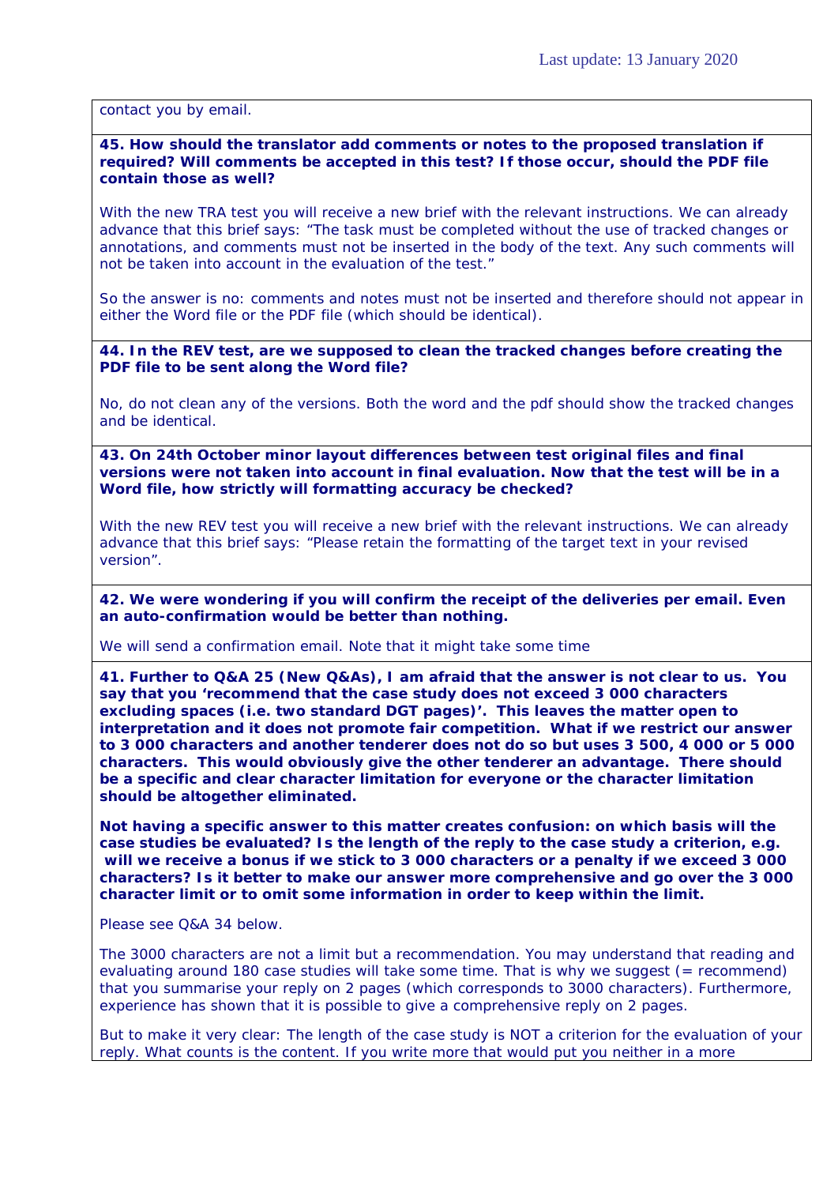contact you by email.

**45. How should the translator add comments or notes to the proposed translation if required? Will comments be accepted in this test? If those occur, should the PDF file contain those as well?**

With the new TRA test you will receive a new brief with the relevant instructions. We can already advance that this brief says: "The task must be completed without the use of tracked changes or annotations, and comments must not be inserted in the body of the text. Any such comments will not be taken into account in the evaluation of the test."

So the answer is no: comments and notes must not be inserted and therefore should not appear in either the Word file or the PDF file (which should be identical).

**44. In the REV test, are we supposed to clean the tracked changes before creating the PDF file to be sent along the Word file?**

No, do not clean any of the versions. Both the word and the pdf should show the tracked changes and be identical.

**43. On 24th October minor layout differences between test original files and final versions were not taken into account in final evaluation. Now that the test will be in a Word file, how strictly will formatting accuracy be checked?**

With the new REV test you will receive a new brief with the relevant instructions. We can already advance that this brief says: "Please retain the formatting of the target text in your revised version".

**42. We were wondering if you will confirm the receipt of the deliveries per email. Even an auto-confirmation would be better than nothing.**

We will send a confirmation email. Note that it might take some time

**41. Further to Q&A 25 (New Q&As), I am afraid that the answer is not clear to us. You say that you 'recommend that the case study does not exceed 3 000 characters excluding spaces (i.e. two standard DGT pages)'. This leaves the matter open to interpretation and it does not promote fair competition. What if we restrict our answer to 3 000 characters and another tenderer does not do so but uses 3 500, 4 000 or 5 000 characters. This would obviously give the other tenderer an advantage. There should be a specific and clear character limitation for everyone or the character limitation should be altogether eliminated.**

**Not having a specific answer to this matter creates confusion: on which basis will the case studies be evaluated? Is the length of the reply to the case study a criterion, e.g. will we receive a bonus if we stick to 3 000 characters or a penalty if we exceed 3 000 characters? Is it better to make our answer more comprehensive and go over the 3 000 character limit or to omit some information in order to keep within the limit.**

Please see Q&A 34 below.

The 3000 characters are not a limit but a recommendation. You may understand that reading and evaluating around 180 case studies will take some time. That is why we suggest (= recommend) that you summarise your reply on 2 pages (which corresponds to 3000 characters). Furthermore, experience has shown that it is possible to give a comprehensive reply on 2 pages.

But to make it very clear: The length of the case study is NOT a criterion for the evaluation of your reply. What counts is the content. If you write more that would put you neither in a more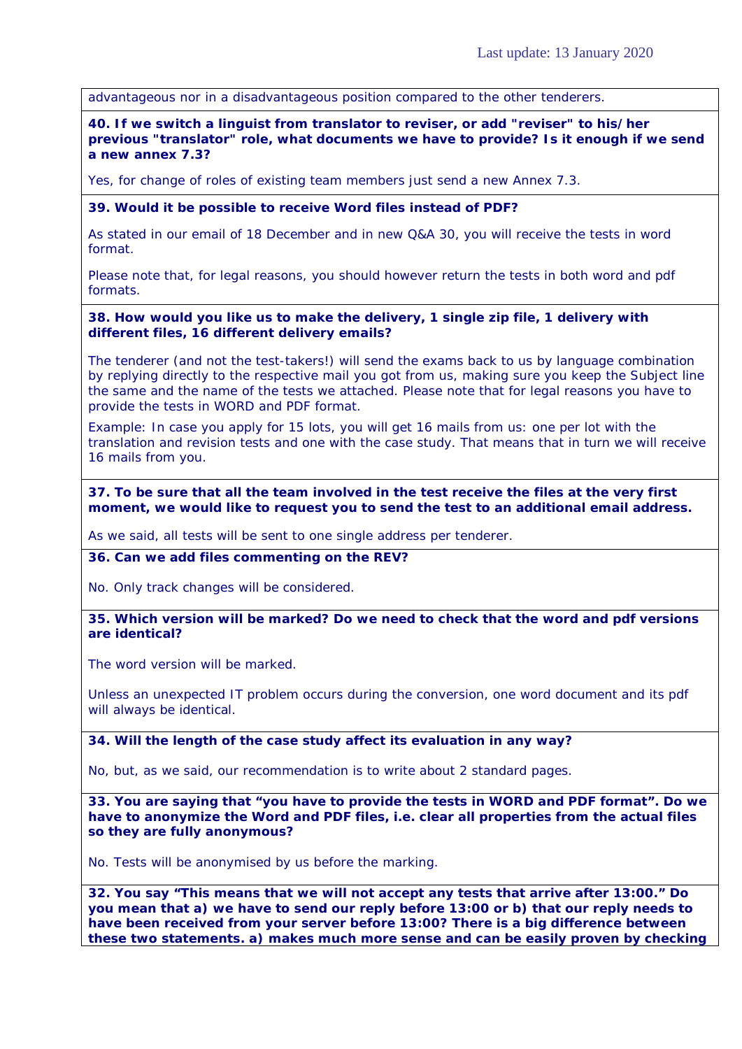advantageous nor in a disadvantageous position compared to the other tenderers.

**40. If we switch a linguist from translator to reviser, or add "reviser" to his/her previous "translator" role, what documents we have to provide? Is it enough if we send a new annex 7.3?**

Yes, for change of roles of existing team members just send a new Annex 7.3.

**39. Would it be possible to receive Word files instead of PDF?**

As stated in our email of 18 December and in new Q&A 30, you will receive the tests in word format.

Please note that, for legal reasons, you should however return the tests in both word and pdf formats.

**38. How would you like us to make the delivery, 1 single zip file, 1 delivery with different files, 16 different delivery emails?**

The tenderer (and not the test-takers!) will send the exams back to us by language combination by replying directly to the respective mail you got from us, making sure you keep the Subject line the same and the name of the tests we attached. Please note that for legal reasons you have to provide the tests in WORD and PDF format.

Example: In case you apply for 15 lots, you will get 16 mails from us: one per lot with the translation and revision tests and one with the case study. That means that in turn we will receive 16 mails from you.

**37. To be sure that all the team involved in the test receive the files at the very first moment, we would like to request you to send the test to an additional email address.**

As we said, all tests will be sent to one single address per tenderer.

**36. Can we add files commenting on the REV?**

No. Only track changes will be considered.

**35. Which version will be marked? Do we need to check that the word and pdf versions are identical?**

The word version will be marked.

Unless an unexpected IT problem occurs during the conversion, one word document and its pdf will always be identical.

**34. Will the length of the case study affect its evaluation in any way?**

No, but, as we said, our recommendation is to write about 2 standard pages.

**33. You are saying that "you have to provide the tests in WORD and PDF format". Do we have to anonymize the Word and PDF files, i.e. clear all properties from the actual files so they are fully anonymous?**

No. Tests will be anonymised by us before the marking.

**32. You say "This means that we will not accept any tests that arrive after 13:00." Do you mean that a) we have to send our reply before 13:00 or b) that our reply needs to have been received from your server before 13:00? There is a big difference between these two statements. a) makes much more sense and can be easily proven by checking**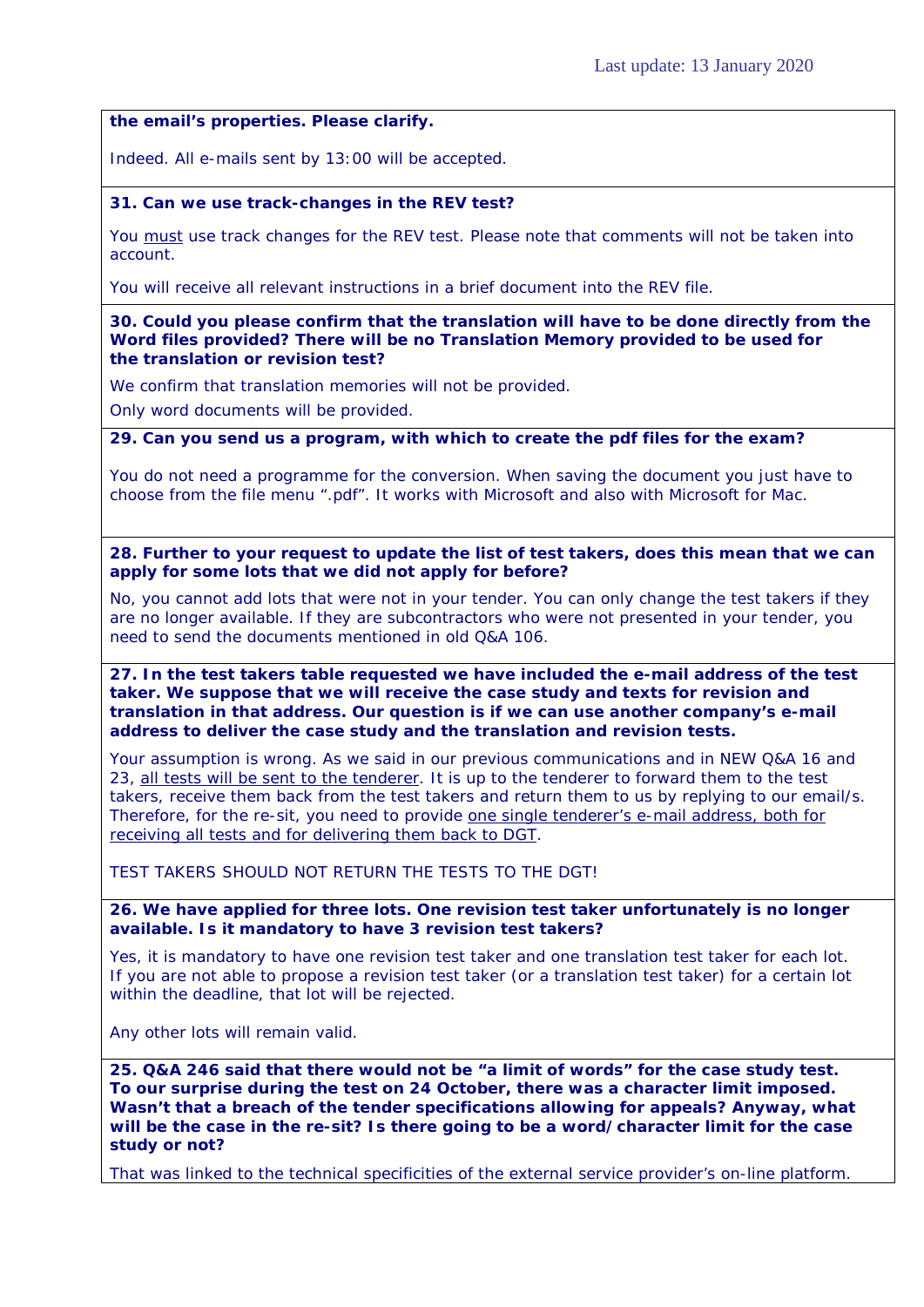**the email's properties. Please clarify.**

Indeed. All e-mails sent by 13:00 will be accepted.

**31. Can we use track-changes in the REV test?**

You must use track changes for the REV test. Please note that comments will not be taken into account.

You will receive all relevant instructions in a brief document into the REV file.

**30. Could you please confirm that the translation will have to be done directly from the Word files provided? There will be no Translation Memory provided to be used for the translation or revision test?**

We confirm that translation memories will not be provided.

Only word documents will be provided.

**29. Can you send us a program, with which to create the pdf files for the exam?**

You do not need a programme for the conversion. When saving the document you just have to choose from the file menu ".pdf". It works with Microsoft and also with Microsoft for Mac.

**28. Further to your request to update the list of test takers, does this mean that we can apply for some lots that we did not apply for before?**

No, you cannot add lots that were not in your tender. You can only change the test takers if they are no longer available. If they are subcontractors who were not presented in your tender, you need to send the documents mentioned in old Q&A 106.

**27. In the test takers table requested we have included the e-mail address of the test taker. We suppose that we will receive the case study and texts for revision and translation in that address. Our question is if we can use another company's e-mail address to deliver the case study and the translation and revision tests.**

Your assumption is wrong. As we said in our previous communications and in NEW Q&A 16 and 23, all tests will be sent to the tenderer. It is up to the tenderer to forward them to the test takers, receive them back from the test takers and return them to us by replying to our email/s. Therefore, for the re-sit, you need to provide one single tenderer's e-mail address, both for receiving all tests and for delivering them back to DGT.

TEST TAKERS SHOULD NOT RETURN THE TESTS TO THE DGT!

**26. We have applied for three lots. One revision test taker unfortunately is no longer available. Is it mandatory to have 3 revision test takers?**

Yes, it is mandatory to have one revision test taker and one translation test taker for each lot. If you are not able to propose a revision test taker (or a translation test taker) for a certain lot within the deadline, that lot will be rejected.

Any other lots will remain valid.

**25. Q&A 246 said that there would not be "a limit of words" for the case study test. To our surprise during the test on 24 October, there was a character limit imposed. Wasn't that a breach of the tender specifications allowing for appeals? Anyway, what will be the case in the re-sit? Is there going to be a word/character limit for the case study or not?**

That was linked to the technical specificities of the external service provider's on-line platform.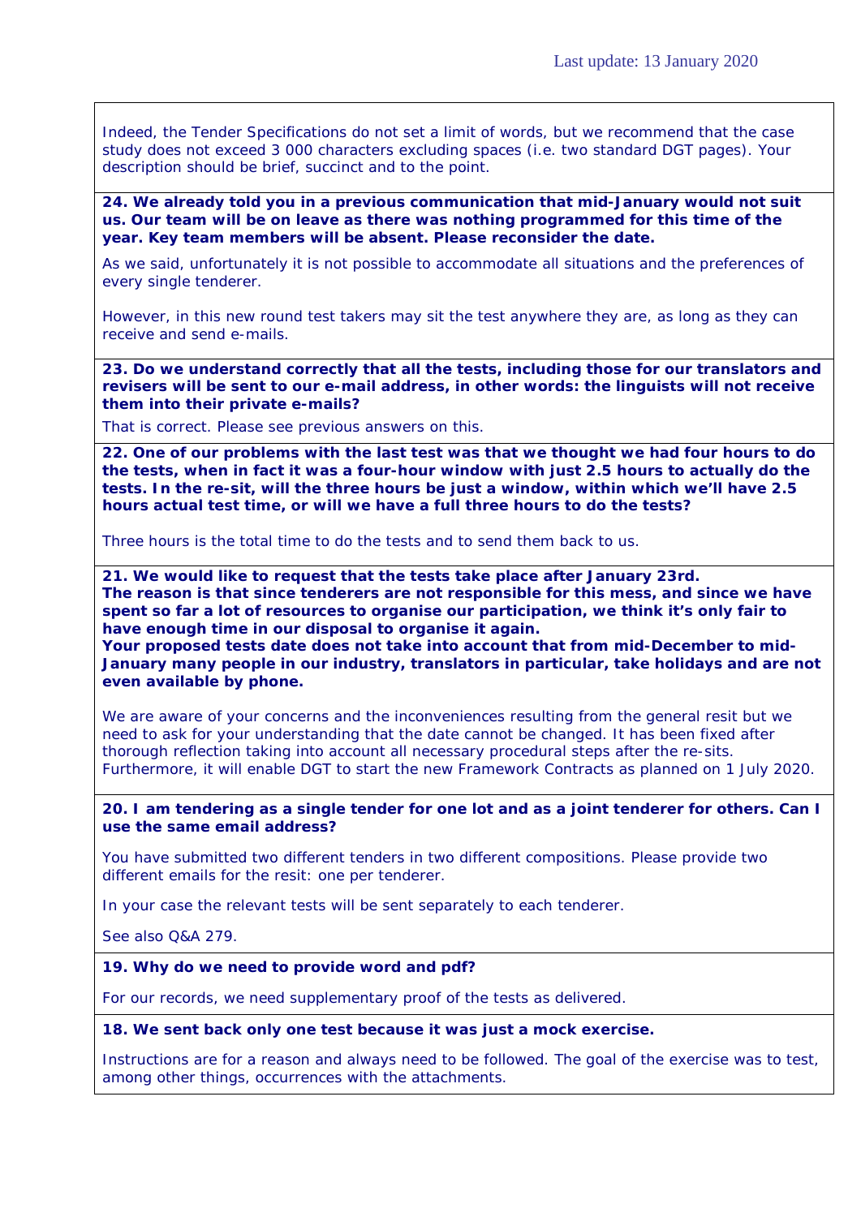Indeed, the Tender Specifications do not set a limit of words, but we recommend that the case study does not exceed 3 000 characters excluding spaces (i.e. two standard DGT pages). Your description should be brief, succinct and to the point.

**24. We already told you in a previous communication that mid-January would not suit us. Our team will be on leave as there was nothing programmed for this time of the year. Key team members will be absent. Please reconsider the date.**

As we said, unfortunately it is not possible to accommodate all situations and the preferences of every single tenderer.

However, in this new round test takers may sit the test anywhere they are, as long as they can receive and send e-mails.

**23. Do we understand correctly that all the tests, including those for our translators and revisers will be sent to our e-mail address, in other words: the linguists will not receive them into their private e-mails?**

That is correct. Please see previous answers on this.

**22. One of our problems with the last test was that we thought we had four hours to do the tests, when in fact it was a four-hour window with just 2.5 hours to actually do the tests. In the re-sit, will the three hours be just a window, within which we'll have 2.5 hours actual test time, or will we have a full three hours to do the tests?**

Three hours is the total time to do the tests and to send them back to us.

**21. We would like to request that the tests take place after January 23rd.**
**The reason is that since tenderers are not responsible for this mess, and since we have spent so far a lot of resources to organise our participation, we think it's only fair to have enough time in our disposal to organise it again.**
**Your proposed tests date does not take into account that from mid-December to mid-January many people in our industry, translators in particular, take holidays and are not even available by phone.**

We are aware of your concerns and the inconveniences resulting from the general resit but we need to ask for your understanding that the date cannot be changed. It has been fixed after thorough reflection taking into account all necessary procedural steps after the re-sits. Furthermore, it will enable DGT to start the new Framework Contracts as planned on 1 July 2020.

**20. I am tendering as a single tender for one lot and as a joint tenderer for others. Can I use the same email address?**

You have submitted two different tenders in two different compositions. Please provide two different emails for the resit: one per tenderer.

In your case the relevant tests will be sent separately to each tenderer.

See also Q&A 279.

**19. Why do we need to provide word and pdf?**

For our records, we need supplementary proof of the tests as delivered.

**18. We sent back only one test because it was just a mock exercise.**

Instructions are for a reason and always need to be followed. The goal of the exercise was to test, among other things, occurrences with the attachments.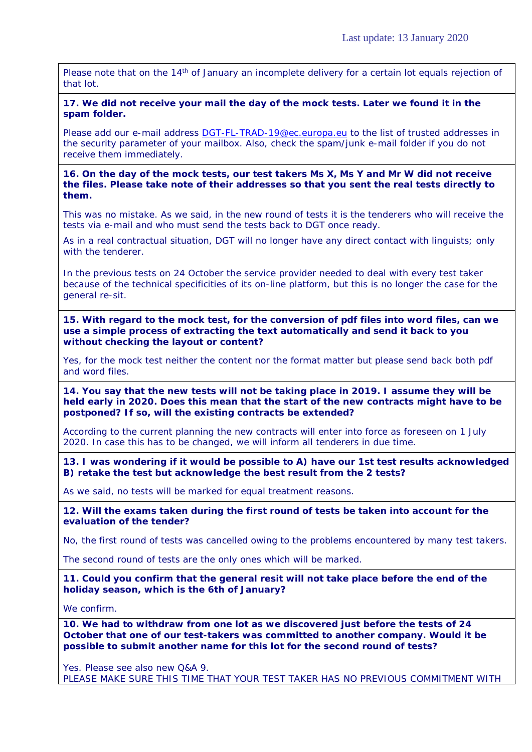Last update: 13 January 2020

Please note that on the 14th of January an incomplete delivery for a certain lot equals rejection of that lot.

**17. We did not receive your mail the day of the mock tests. Later we found it in the spam folder.**

Please add our e-mail address DGT-FL-TRAD-19@ec.europa.eu to the list of trusted addresses in the security parameter of your mailbox. Also, check the spam/junk e-mail folder if you do not receive them immediately.

**16. On the day of the mock tests, our test takers Ms X, Ms Y and Mr W did not receive the files. Please take note of their addresses so that you sent the real tests directly to them.**

This was no mistake. As we said, in the new round of tests it is the tenderers who will receive the tests via e-mail and who must send the tests back to DGT once ready.

As in a real contractual situation, DGT will no longer have any direct contact with linguists; only with the tenderer.

In the previous tests on 24 October the service provider needed to deal with every test taker because of the technical specificities of its on-line platform, but this is no longer the case for the general re-sit.

**15. With regard to the mock test, for the conversion of pdf files into word files, can we use a simple process of extracting the text automatically and send it back to you without checking the layout or content?**

Yes, for the mock test neither the content nor the format matter but please send back both pdf and word files.

**14. You say that the new tests will not be taking place in 2019. I assume they will be held early in 2020. Does this mean that the start of the new contracts might have to be postponed? If so, will the existing contracts be extended?**

According to the current planning the new contracts will enter into force as foreseen on 1 July 2020. In case this has to be changed, we will inform all tenderers in due time.

**13. I was wondering if it would be possible to A) have our 1st test results acknowledged B) retake the test but acknowledge the best result from the 2 tests?**

As we said, no tests will be marked for equal treatment reasons.

**12. Will the exams taken during the first round of tests be taken into account for the evaluation of the tender?**

No, the first round of tests was cancelled owing to the problems encountered by many test takers.

The second round of tests are the only ones which will be marked.

**11. Could you confirm that the general resit will not take place before the end of the holiday season, which is the 6th of January?**

We confirm.

**10. We had to withdraw from one lot as we discovered just before the tests of 24 October that one of our test-takers was committed to another company. Would it be possible to submit another name for this lot for the second round of tests?**

Yes. Please see also new Q&A 9.
PLEASE MAKE SURE THIS TIME THAT YOUR TEST TAKER HAS NO PREVIOUS COMMITMENT WITH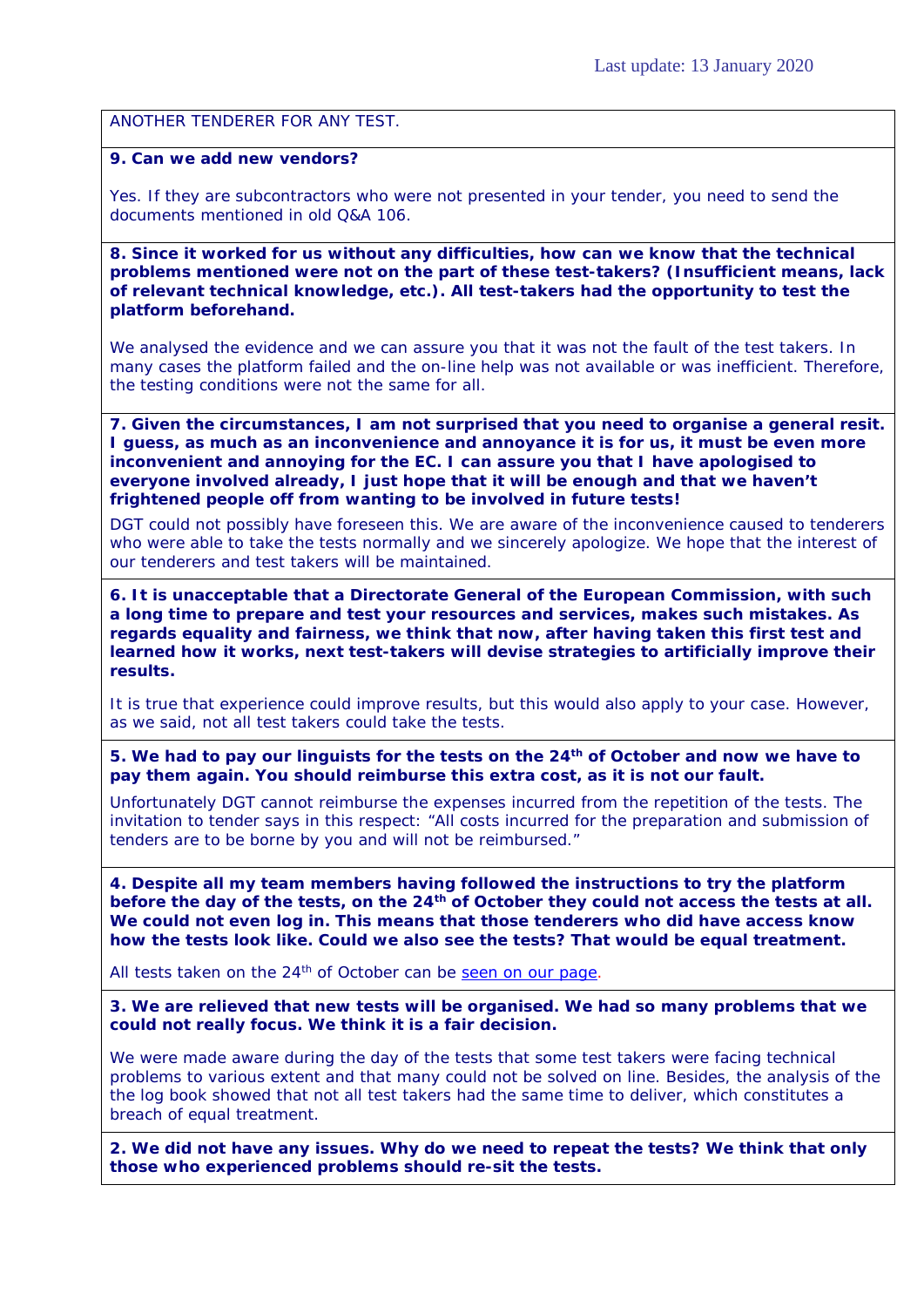ANOTHER TENDERER FOR ANY TEST.

**9. Can we add new vendors?**

Yes. If they are subcontractors who were not presented in your tender, you need to send the documents mentioned in old Q&A 106.

**8. Since it worked for us without any difficulties, how can we know that the technical problems mentioned were not on the part of these test-takers? (Insufficient means, lack of relevant technical knowledge, etc.). All test-takers had the opportunity to test the platform beforehand.**

We analysed the evidence and we can assure you that it was not the fault of the test takers. In many cases the platform failed and the on-line help was not available or was inefficient. Therefore, the testing conditions were not the same for all.

**7. Given the circumstances, I am not surprised that you need to organise a general resit. I guess, as much as an inconvenience and annoyance it is for us, it must be even more inconvenient and annoying for the EC. I can assure you that I have apologised to everyone involved already, I just hope that it will be enough and that we haven't frightened people off from wanting to be involved in future tests!**

DGT could not possibly have foreseen this. We are aware of the inconvenience caused to tenderers who were able to take the tests normally and we sincerely apologize. We hope that the interest of our tenderers and test takers will be maintained.

**6. It is unacceptable that a Directorate General of the European Commission, with such a long time to prepare and test your resources and services, makes such mistakes. As regards equality and fairness, we think that now, after having taken this first test and learned how it works, next test-takers will devise strategies to artificially improve their results.**

It is true that experience could improve results, but this would also apply to your case. However, as we said, not all test takers could take the tests.

**5. We had to pay our linguists for the tests on the 24th of October and now we have to pay them again. You should reimburse this extra cost, as it is not our fault.**

Unfortunately DGT cannot reimburse the expenses incurred from the repetition of the tests. The invitation to tender says in this respect: "All costs incurred for the preparation and submission of tenders are to be borne by you and will not be reimbursed."

**4. Despite all my team members having followed the instructions to try the platform before the day of the tests, on the 24th of October they could not access the tests at all. We could not even log in. This means that those tenderers who did have access know how the tests look like. Could we also see the tests? That would be equal treatment.**

All tests taken on the 24th of October can be seen on our page.

**3. We are relieved that new tests will be organised. We had so many problems that we could not really focus. We think it is a fair decision.**

We were made aware during the day of the tests that some test takers were facing technical problems to various extent and that many could not be solved on line. Besides, the analysis of the the log book showed that not all test takers had the same time to deliver, which constitutes a breach of equal treatment.

**2. We did not have any issues. Why do we need to repeat the tests? We think that only those who experienced problems should re-sit the tests.**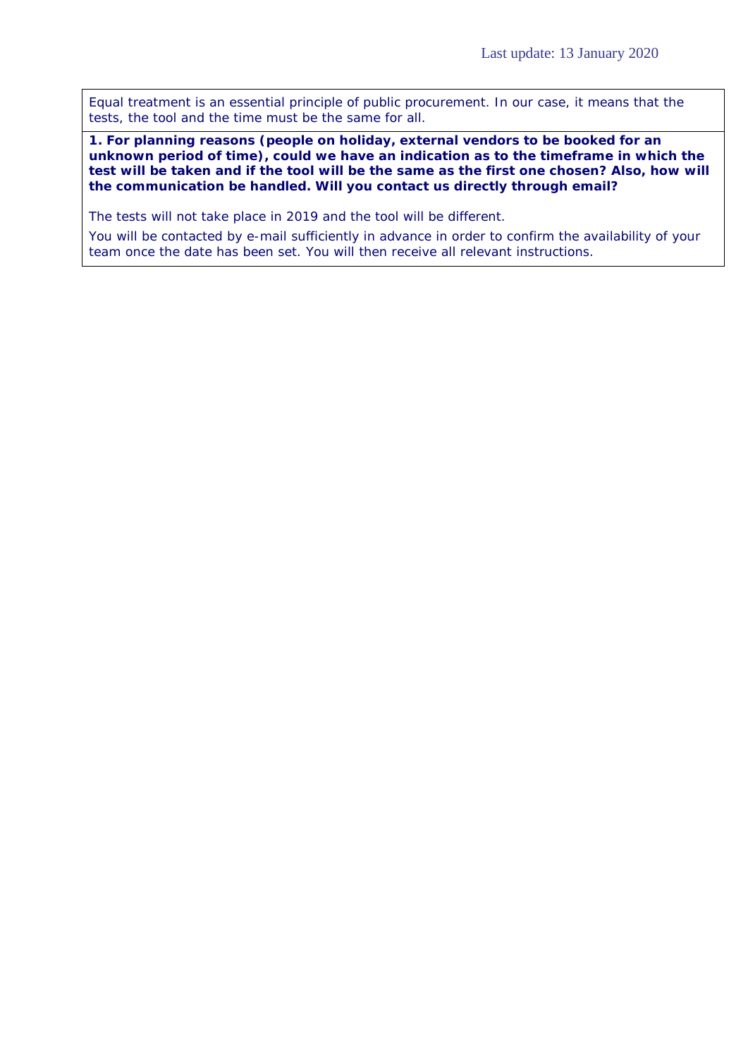Last update: 13 January 2020

Equal treatment is an essential principle of public procurement. In our case, it means that the tests, the tool and the time must be the same for all.

**1. For planning reasons (people on holiday, external vendors to be booked for an unknown period of time), could we have an indication as to the timeframe in which the test will be taken and if the tool will be the same as the first one chosen? Also, how will the communication be handled. Will you contact us directly through email?**

The tests will not take place in 2019 and the tool will be different.

You will be contacted by e-mail sufficiently in advance in order to confirm the availability of your team once the date has been set. You will then receive all relevant instructions.